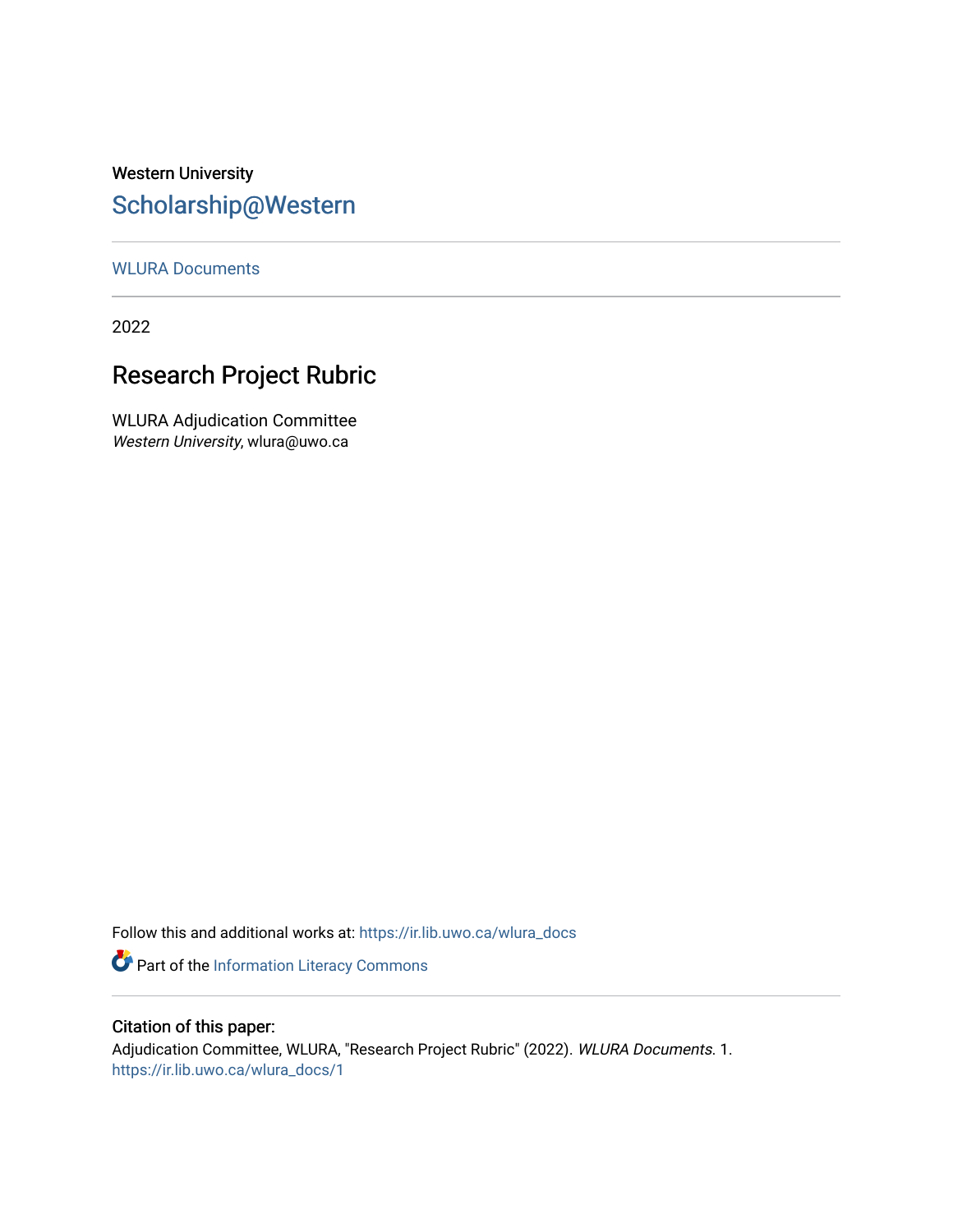Western University

# Scholarship@Western

WLURA Documents

2022

## Research Project Rubric

WLURA Adjudication Committee
*Western University*, wlura@uwo.ca

Follow this and additional works at: https://ir.lib.uwo.ca/wlura_docs

Part of the Information Literacy Commons

**Citation of this paper:**
Adjudication Committee, WLURA, "Research Project Rubric" (2022). *WLURA Documents*. 1.
https://ir.lib.uwo.ca/wlura_docs/1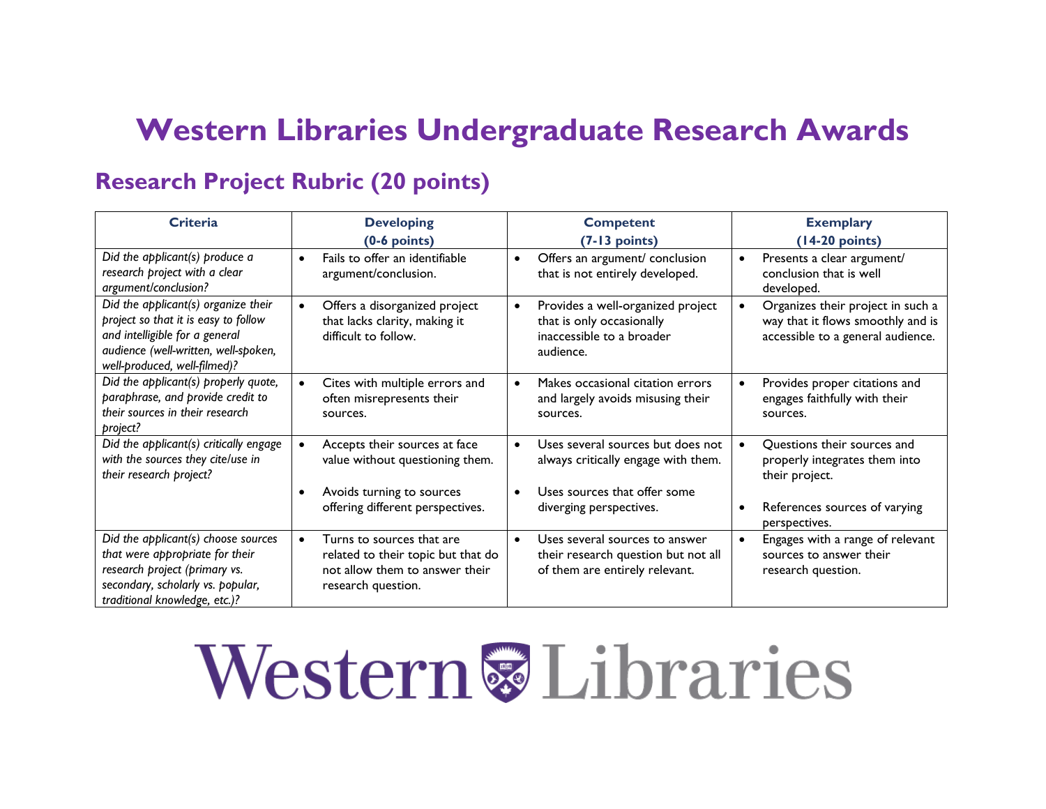# Western Libraries Undergraduate Research Awards

## Research Project Rubric (20 points)

| Criteria | Developing (0-6 points) | Competent (7-13 points) | Exemplary (14-20 points) |
|---|---|---|---|
| *Did the applicant(s) produce a research project with a clear argument/conclusion?* | • Fails to offer an identifiable argument/conclusion. | • Offers an argument/ conclusion that is not entirely developed. | • Presents a clear argument/ conclusion that is well developed. |
| *Did the applicant(s) organize their project so that it is easy to follow and intelligible for a general audience (well-written, well-spoken, well-produced, well-filmed)?* | • Offers a disorganized project that lacks clarity, making it difficult to follow. | • Provides a well-organized project that is only occasionally inaccessible to a broader audience. | • Organizes their project in such a way that it flows smoothly and is accessible to a general audience. |
| *Did the applicant(s) properly quote, paraphrase, and provide credit to their sources in their research project?* | • Cites with multiple errors and often misrepresents their sources. | • Makes occasional citation errors and largely avoids misusing their sources. | • Provides proper citations and engages faithfully with their sources. |
| *Did the applicant(s) critically engage with the sources they cite/use in their research project?* | • Accepts their sources at face value without questioning them. • Avoids turning to sources offering different perspectives. | • Uses several sources but does not always critically engage with them. • Uses sources that offer some diverging perspectives. | • Questions their sources and properly integrates them into their project. • References sources of varying perspectives. |
| *Did the applicant(s) choose sources that were appropriate for their research project (primary vs. secondary, scholarly vs. popular, traditional knowledge, etc.)?* | • Turns to sources that are related to their topic but that do not allow them to answer their research question. | • Uses several sources to answer their research question but not all of them are entirely relevant. | • Engages with a range of relevant sources to answer their research question. |

Western Libraries